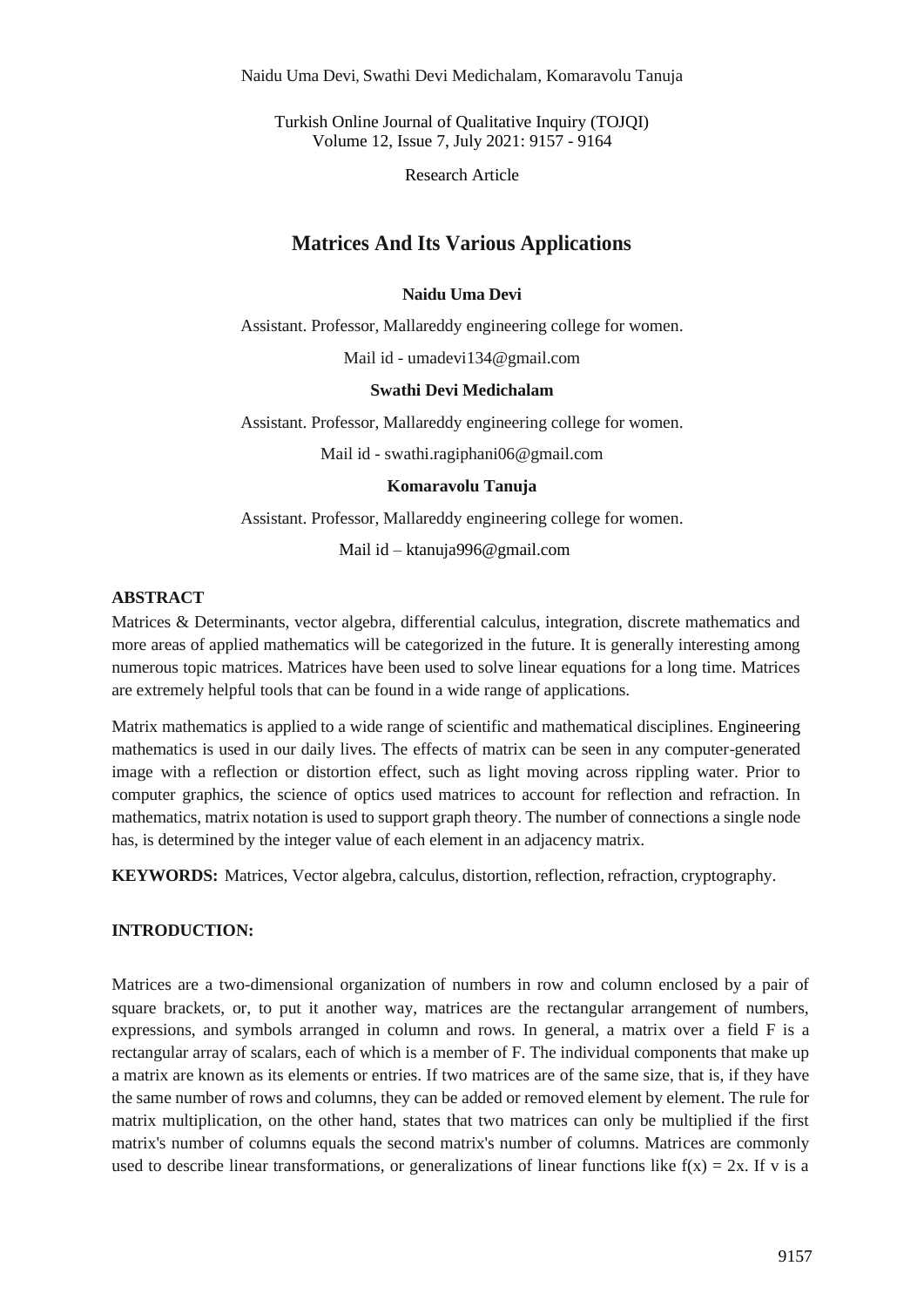Turkish Online Journal of Qualitative Inquiry (TOJQI)
Volume 12, Issue 7, July 2021: 9157 - 9164

Research Article

# Matrices And Its Various Applications

**Naidu Uma Devi**

Assistant. Professor, Mallareddy engineering college for women.

Mail id - umadevi134@gmail.com

**Swathi Devi Medichalam**

Assistant. Professor, Mallareddy engineering college for women.

Mail id - swathi.ragiphani06@gmail.com

**Komaravolu Tanuja**

Assistant. Professor, Mallareddy engineering college for women.

Mail id – ktanuja996@gmail.com

## ABSTRACT

Matrices & Determinants, vector algebra, differential calculus, integration, discrete mathematics and more areas of applied mathematics will be categorized in the future. It is generally interesting among numerous topic matrices. Matrices have been used to solve linear equations for a long time. Matrices are extremely helpful tools that can be found in a wide range of applications.

Matrix mathematics is applied to a wide range of scientific and mathematical disciplines. Engineering mathematics is used in our daily lives. The effects of matrix can be seen in any computer-generated image with a reflection or distortion effect, such as light moving across rippling water. Prior to computer graphics, the science of optics used matrices to account for reflection and refraction. In mathematics, matrix notation is used to support graph theory. The number of connections a single node has, is determined by the integer value of each element in an adjacency matrix.

**KEYWORDS:** Matrices, Vector algebra, calculus, distortion, reflection, refraction, cryptography.

## INTRODUCTION:

Matrices are a two-dimensional organization of numbers in row and column enclosed by a pair of square brackets, or, to put it another way, matrices are the rectangular arrangement of numbers, expressions, and symbols arranged in column and rows. In general, a matrix over a field F is a rectangular array of scalars, each of which is a member of F. The individual components that make up a matrix are known as its elements or entries. If two matrices are of the same size, that is, if they have the same number of rows and columns, they can be added or removed element by element. The rule for matrix multiplication, on the other hand, states that two matrices can only be multiplied if the first matrix's number of columns equals the second matrix's number of columns. Matrices are commonly used to describe linear transformations, or generalizations of linear functions like $f(x) = 2x$. If v is a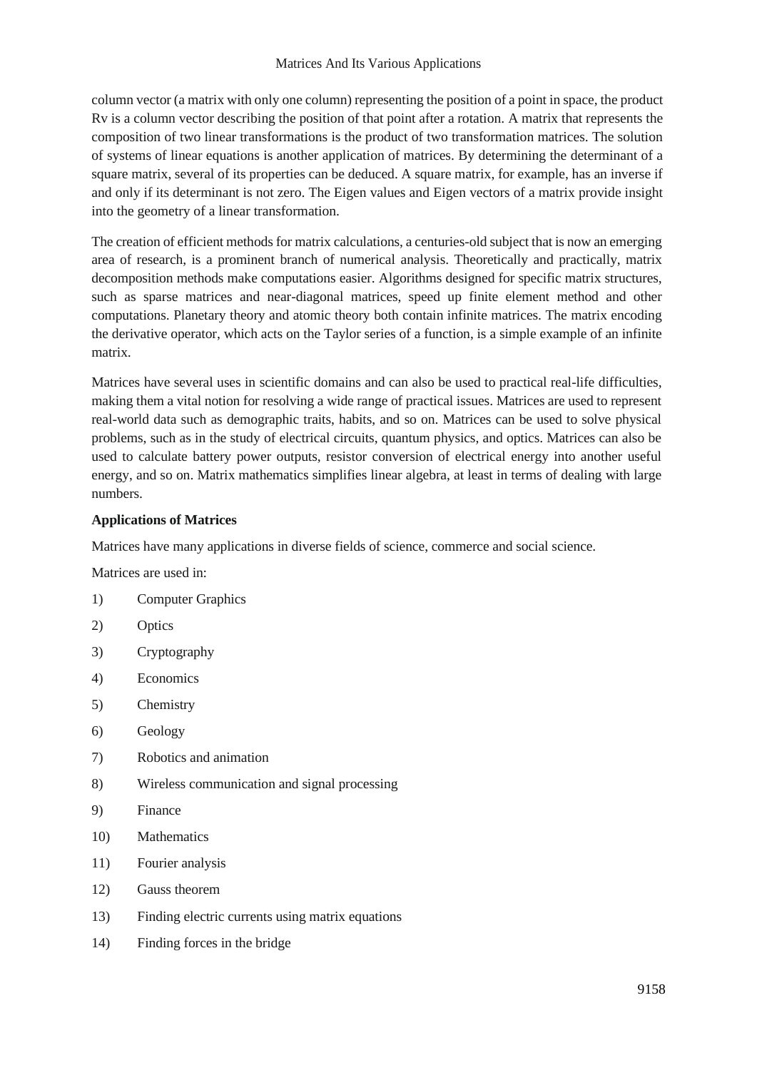column vector (a matrix with only one column) representing the position of a point in space, the product Rv is a column vector describing the position of that point after a rotation. A matrix that represents the composition of two linear transformations is the product of two transformation matrices. The solution of systems of linear equations is another application of matrices. By determining the determinant of a square matrix, several of its properties can be deduced. A square matrix, for example, has an inverse if and only if its determinant is not zero. The Eigen values and Eigen vectors of a matrix provide insight into the geometry of a linear transformation.

The creation of efficient methods for matrix calculations, a centuries-old subject that is now an emerging area of research, is a prominent branch of numerical analysis. Theoretically and practically, matrix decomposition methods make computations easier. Algorithms designed for specific matrix structures, such as sparse matrices and near-diagonal matrices, speed up finite element method and other computations. Planetary theory and atomic theory both contain infinite matrices. The matrix encoding the derivative operator, which acts on the Taylor series of a function, is a simple example of an infinite matrix.

Matrices have several uses in scientific domains and can also be used to practical real-life difficulties, making them a vital notion for resolving a wide range of practical issues. Matrices are used to represent real-world data such as demographic traits, habits, and so on. Matrices can be used to solve physical problems, such as in the study of electrical circuits, quantum physics, and optics. Matrices can also be used to calculate battery power outputs, resistor conversion of electrical energy into another useful energy, and so on. Matrix mathematics simplifies linear algebra, at least in terms of dealing with large numbers.

**Applications of Matrices**

Matrices have many applications in diverse fields of science, commerce and social science.

Matrices are used in:

1) Computer Graphics
2) Optics
3) Cryptography
4) Economics
5) Chemistry
6) Geology
7) Robotics and animation
8) Wireless communication and signal processing
9) Finance
10) Mathematics
11) Fourier analysis
12) Gauss theorem
13) Finding electric currents using matrix equations
14) Finding forces in the bridge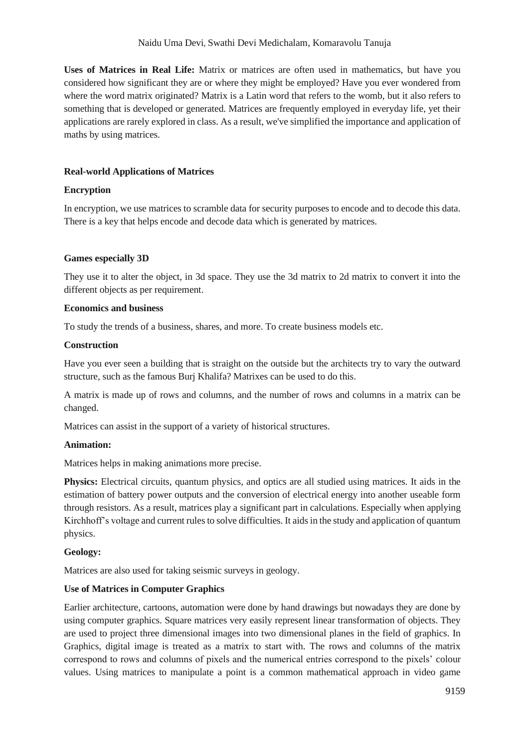**Uses of Matrices in Real Life:** Matrix or matrices are often used in mathematics, but have you considered how significant they are or where they might be employed? Have you ever wondered from where the word matrix originated? Matrix is a Latin word that refers to the womb, but it also refers to something that is developed or generated. Matrices are frequently employed in everyday life, yet their applications are rarely explored in class. As a result, we've simplified the importance and application of maths by using matrices.

**Real-world Applications of Matrices**

**Encryption**

In encryption, we use matrices to scramble data for security purposes to encode and to decode this data. There is a key that helps encode and decode data which is generated by matrices.

**Games especially 3D**

They use it to alter the object, in 3d space. They use the 3d matrix to 2d matrix to convert it into the different objects as per requirement.

**Economics and business**

To study the trends of a business, shares, and more. To create business models etc.

**Construction**

Have you ever seen a building that is straight on the outside but the architects try to vary the outward structure, such as the famous Burj Khalifa? Matrixes can be used to do this.

A matrix is made up of rows and columns, and the number of rows and columns in a matrix can be changed.

Matrices can assist in the support of a variety of historical structures.

**Animation:**

Matrices helps in making animations more precise.

**Physics:** Electrical circuits, quantum physics, and optics are all studied using matrices. It aids in the estimation of battery power outputs and the conversion of electrical energy into another useable form through resistors. As a result, matrices play a significant part in calculations. Especially when applying Kirchhoff's voltage and current rules to solve difficulties. It aids in the study and application of quantum physics.

**Geology:**

Matrices are also used for taking seismic surveys in geology.

**Use of Matrices in Computer Graphics**

Earlier architecture, cartoons, automation were done by hand drawings but nowadays they are done by using computer graphics. Square matrices very easily represent linear transformation of objects. They are used to project three dimensional images into two dimensional planes in the field of graphics. In Graphics, digital image is treated as a matrix to start with. The rows and columns of the matrix correspond to rows and columns of pixels and the numerical entries correspond to the pixels' colour values. Using matrices to manipulate a point is a common mathematical approach in video game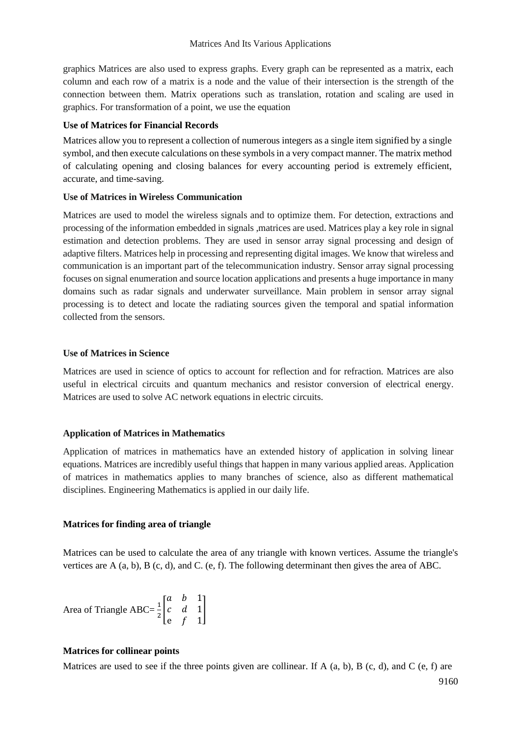graphics Matrices are also used to express graphs. Every graph can be represented as a matrix, each column and each row of a matrix is a node and the value of their intersection is the strength of the connection between them. Matrix operations such as translation, rotation and scaling are used in graphics. For transformation of a point, we use the equation

**Use of Matrices for Financial Records**

Matrices allow you to represent a collection of numerous integers as a single item signified by a single symbol, and then execute calculations on these symbols in a very compact manner. The matrix method of calculating opening and closing balances for every accounting period is extremely efficient, accurate, and time-saving.

**Use of Matrices in Wireless Communication**

Matrices are used to model the wireless signals and to optimize them. For detection, extractions and processing of the information embedded in signals ,matrices are used. Matrices play a key role in signal estimation and detection problems. They are used in sensor array signal processing and design of adaptive filters. Matrices help in processing and representing digital images. We know that wireless and communication is an important part of the telecommunication industry. Sensor array signal processing focuses on signal enumeration and source location applications and presents a huge importance in many domains such as radar signals and underwater surveillance. Main problem in sensor array signal processing is to detect and locate the radiating sources given the temporal and spatial information collected from the sensors.

**Use of Matrices in Science**

Matrices are used in science of optics to account for reflection and for refraction. Matrices are also useful in electrical circuits and quantum mechanics and resistor conversion of electrical energy. Matrices are used to solve AC network equations in electric circuits.

**Application of Matrices in Mathematics**

Application of matrices in mathematics have an extended history of application in solving linear equations. Matrices are incredibly useful things that happen in many various applied areas. Application of matrices in mathematics applies to many branches of science, also as different mathematical disciplines. Engineering Mathematics is applied in our daily life.

**Matrices for finding area of triangle**

Matrices can be used to calculate the area of any triangle with known vertices. Assume the triangle's vertices are A (a, b), B (c, d), and C. (e, f). The following determinant then gives the area of ABC.

Area of Triangle ABC= $\frac{1}{2}\begin{bmatrix} a & b & 1 \\ c & d & 1 \\ e & f & 1 \end{bmatrix}$

**Matrices for collinear points**

Matrices are used to see if the three points given are collinear. If A (a, b), B (c, d), and C (e, f) are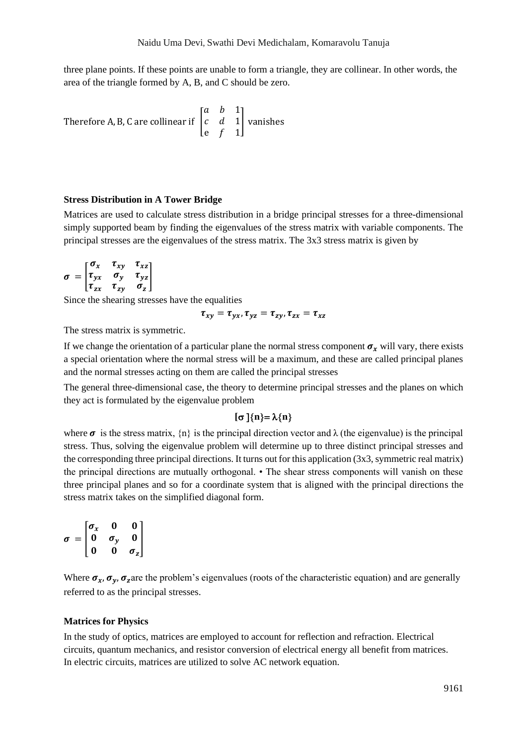three plane points. If these points are unable to form a triangle, they are collinear. In other words, the area of the triangle formed by A, B, and C should be zero.

Therefore A, B, C are collinear if $\begin{bmatrix} a & b & 1 \\ c & d & 1 \\ e & f & 1 \end{bmatrix}$ vanishes

**Stress Distribution in A Tower Bridge**

Matrices are used to calculate stress distribution in a bridge principal stresses for a three-dimensional simply supported beam by finding the eigenvalues of the stress matrix with variable components. The principal stresses are the eigenvalues of the stress matrix. The 3x3 stress matrix is given by

$$\boldsymbol{\sigma} = \begin{bmatrix} \boldsymbol{\sigma_x} & \boldsymbol{\tau_{xy}} & \boldsymbol{\tau_{xz}} \\ \boldsymbol{\tau_{yx}} & \boldsymbol{\sigma_y} & \boldsymbol{\tau_{yz}} \\ \boldsymbol{\tau_{zx}} & \boldsymbol{\tau_{zy}} & \boldsymbol{\sigma_z} \end{bmatrix}$$

Since the shearing stresses have the equalities

$$\boldsymbol{\tau_{xy} = \tau_{yx}, \tau_{yz} = \tau_{zy}, \tau_{zx} = \tau_{xz}}$$

The stress matrix is symmetric.

If we change the orientation of a particular plane the normal stress component $\boldsymbol{\sigma_x}$ will vary, there exists a special orientation where the normal stress will be a maximum, and these are called principal planes and the normal stresses acting on them are called the principal stresses

The general three-dimensional case, the theory to determine principal stresses and the planes on which they act is formulated by the eigenvalue problem

$$[\sigma]\{n\} = \lambda\{n\}$$

where $\boldsymbol{\sigma}$ is the stress matrix, $\{n\}$ is the principal direction vector and λ (the eigenvalue) is the principal stress. Thus, solving the eigenvalue problem will determine up to three distinct principal stresses and the corresponding three principal directions. It turns out for this application (3x3, symmetric real matrix) the principal directions are mutually orthogonal. • The shear stress components will vanish on these three principal planes and so for a coordinate system that is aligned with the principal directions the stress matrix takes on the simplified diagonal form.

$$\boldsymbol{\sigma} = \begin{bmatrix} \boldsymbol{\sigma_x} & \mathbf{0} & \mathbf{0} \\ \mathbf{0} & \boldsymbol{\sigma_y} & \mathbf{0} \\ \mathbf{0} & \mathbf{0} & \boldsymbol{\sigma_z} \end{bmatrix}$$

Where $\boldsymbol{\sigma_x}, \boldsymbol{\sigma_y}, \boldsymbol{\sigma_z}$ are the problem's eigenvalues (roots of the characteristic equation) and are generally referred to as the principal stresses.

**Matrices for Physics**

In the study of optics, matrices are employed to account for reflection and refraction. Electrical circuits, quantum mechanics, and resistor conversion of electrical energy all benefit from matrices. In electric circuits, matrices are utilized to solve AC network equation.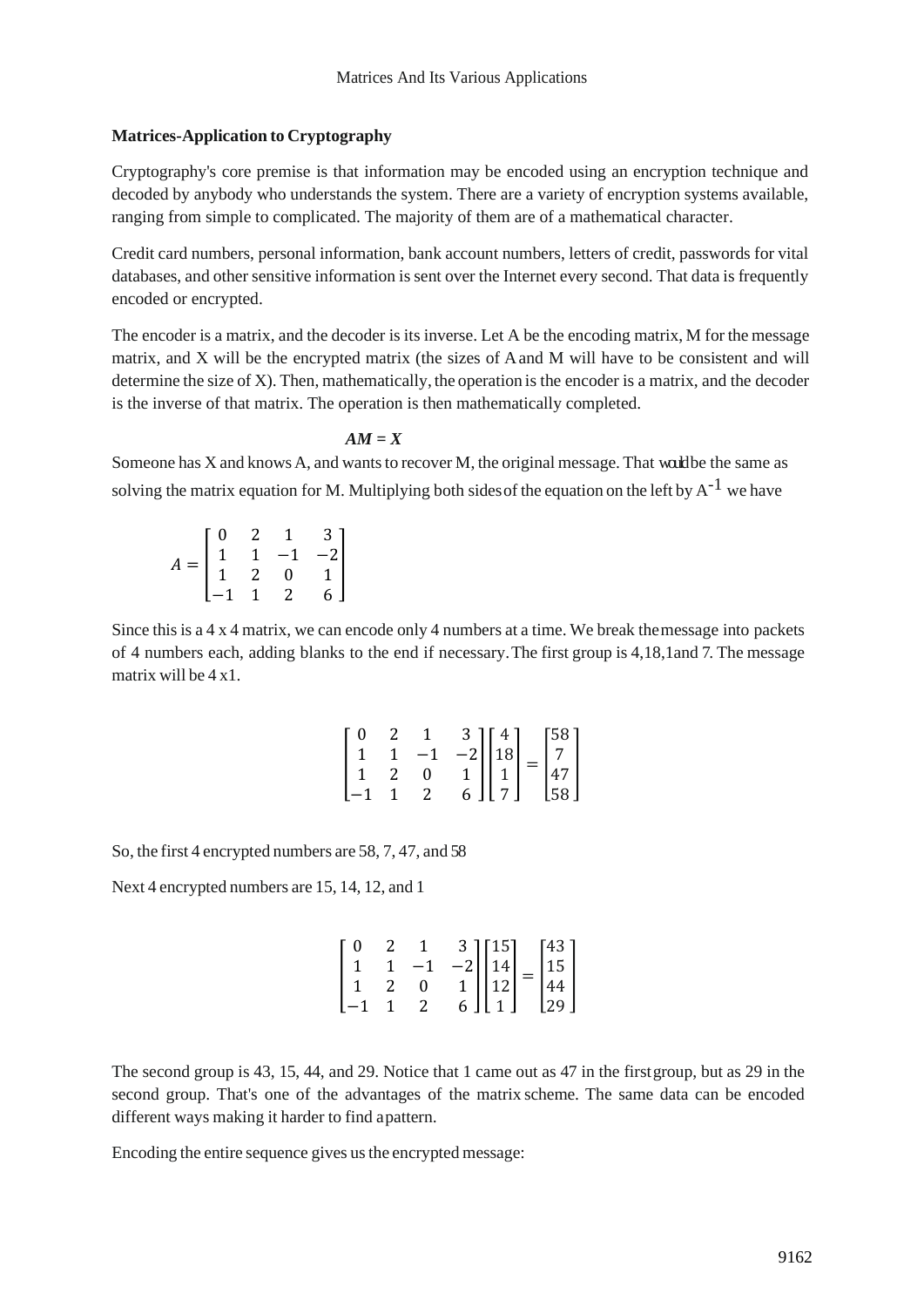### Matrices-Application to Cryptography

Cryptography's core premise is that information may be encoded using an encryption technique and decoded by anybody who understands the system. There are a variety of encryption systems available, ranging from simple to complicated. The majority of them are of a mathematical character.

Credit card numbers, personal information, bank account numbers, letters of credit, passwords for vital databases, and other sensitive information is sent over the Internet every second. That data is frequently encoded or encrypted.

The encoder is a matrix, and the decoder is its inverse. Let A be the encoding matrix, M for the message matrix, and X will be the encrypted matrix (the sizes of A and M will have to be consistent and will determine the size of X). Then, mathematically, the operation is the encoder is a matrix, and the decoder is the inverse of that matrix. The operation is then mathematically completed.

$$AM = X$$

Someone has X and knows A, and wants to recover M, the original message. That would be the same as solving the matrix equation for M. Multiplying both sides of the equation on the left by $A^{-1}$ we have

$$A = \begin{bmatrix} 0 & 2 & 1 & 3 \\ 1 & 1 & -1 & -2 \\ 1 & 2 & 0 & 1 \\ -1 & 1 & 2 & 6 \end{bmatrix}$$

Since this is a 4 x 4 matrix, we can encode only 4 numbers at a time. We break the message into packets of 4 numbers each, adding blanks to the end if necessary. The first group is 4,18,1and 7. The message matrix will be 4 x1.

$$\begin{bmatrix} 0 & 2 & 1 & 3 \\ 1 & 1 & -1 & -2 \\ 1 & 2 & 0 & 1 \\ -1 & 1 & 2 & 6 \end{bmatrix} \begin{bmatrix} 4 \\ 18 \\ 1 \\ 7 \end{bmatrix} = \begin{bmatrix} 58 \\ 7 \\ 47 \\ 58 \end{bmatrix}$$

So, the first 4 encrypted numbers are 58, 7, 47, and 58

Next 4 encrypted numbers are 15, 14, 12, and 1

$$\begin{bmatrix} 0 & 2 & 1 & 3 \\ 1 & 1 & -1 & -2 \\ 1 & 2 & 0 & 1 \\ -1 & 1 & 2 & 6 \end{bmatrix} \begin{bmatrix} 15 \\ 14 \\ 12 \\ 1 \end{bmatrix} = \begin{bmatrix} 43 \\ 15 \\ 44 \\ 29 \end{bmatrix}$$

The second group is 43, 15, 44, and 29. Notice that 1 came out as 47 in the first group, but as 29 in the second group. That's one of the advantages of the matrix scheme. The same data can be encoded different ways making it harder to find a pattern.

Encoding the entire sequence gives us the encrypted message: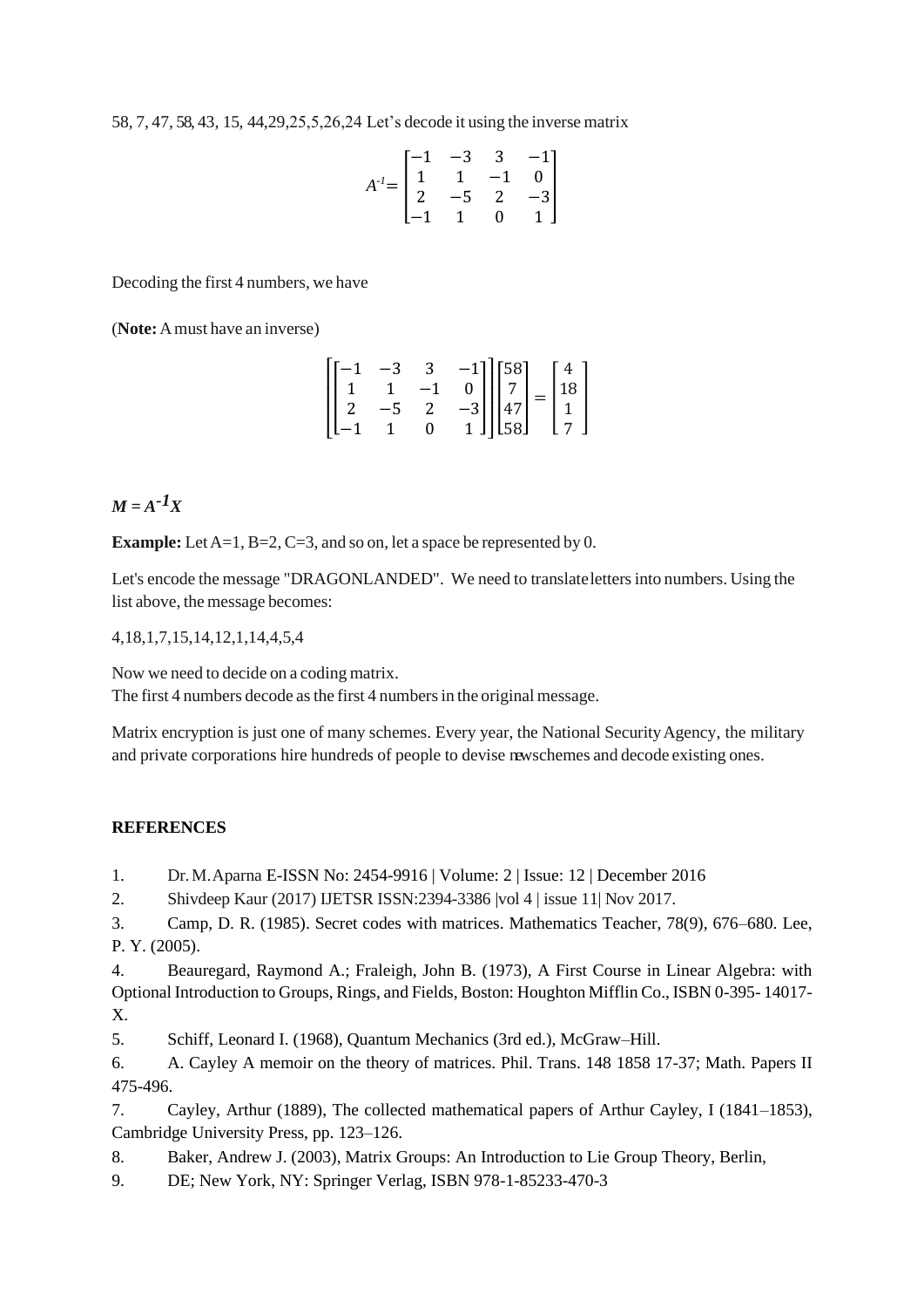58, 7, 47, 58, 43, 15, 44,29,25,5,26,24 Let's decode it using the inverse matrix

$$A^{-1} = \begin{bmatrix} -1 & -3 & 3 & -1 \\ 1 & 1 & -1 & 0 \\ 2 & -5 & 2 & -3 \\ -1 & 1 & 0 & 1 \end{bmatrix}$$

Decoding the first 4 numbers, we have

(**Note:** A must have an inverse)

$$\left[\begin{bmatrix} -1 & -3 & 3 & -1 \\ 1 & 1 & -1 & 0 \\ 2 & -5 & 2 & -3 \\ -1 & 1 & 0 & 1 \end{bmatrix}\right] \begin{bmatrix} 58 \\ 7 \\ 47 \\ 58 \end{bmatrix} = \begin{bmatrix} 4 \\ 18 \\ 1 \\ 7 \end{bmatrix}$$

$$M = A^{-1}X$$

**Example:** Let A=1, B=2, C=3, and so on, let a space be represented by 0.

Let's encode the message "DRAGONLANDED". We need to translate letters into numbers. Using the list above, the message becomes:

4,18,1,7,15,14,12,1,14,4,5,4

Now we need to decide on a coding matrix.
The first 4 numbers decode as the first 4 numbers in the original message.

Matrix encryption is just one of many schemes. Every year, the National Security Agency, the military and private corporations hire hundreds of people to devise new schemes and decode existing ones.

**REFERENCES**

1. Dr. M. Aparna E-ISSN No: 2454-9916 | Volume: 2 | Issue: 12 | December 2016
2. Shivdeep Kaur (2017) IJETSR ISSN:2394-3386 |vol 4 | issue 11| Nov 2017.
3. Camp, D. R. (1985). Secret codes with matrices. Mathematics Teacher, 78(9), 676–680. Lee, P. Y. (2005).
4. Beauregard, Raymond A.; Fraleigh, John B. (1973), A First Course in Linear Algebra: with Optional Introduction to Groups, Rings, and Fields, Boston: Houghton Mifflin Co., ISBN 0-395- 14017-X.
5. Schiff, Leonard I. (1968), Quantum Mechanics (3rd ed.), McGraw–Hill.
6. A. Cayley A memoir on the theory of matrices. Phil. Trans. 148 1858 17-37; Math. Papers II 475-496.
7. Cayley, Arthur (1889), The collected mathematical papers of Arthur Cayley, I (1841–1853), Cambridge University Press, pp. 123–126.
8. Baker, Andrew J. (2003), Matrix Groups: An Introduction to Lie Group Theory, Berlin,
9. DE; New York, NY: Springer Verlag, ISBN 978-1-85233-470-3